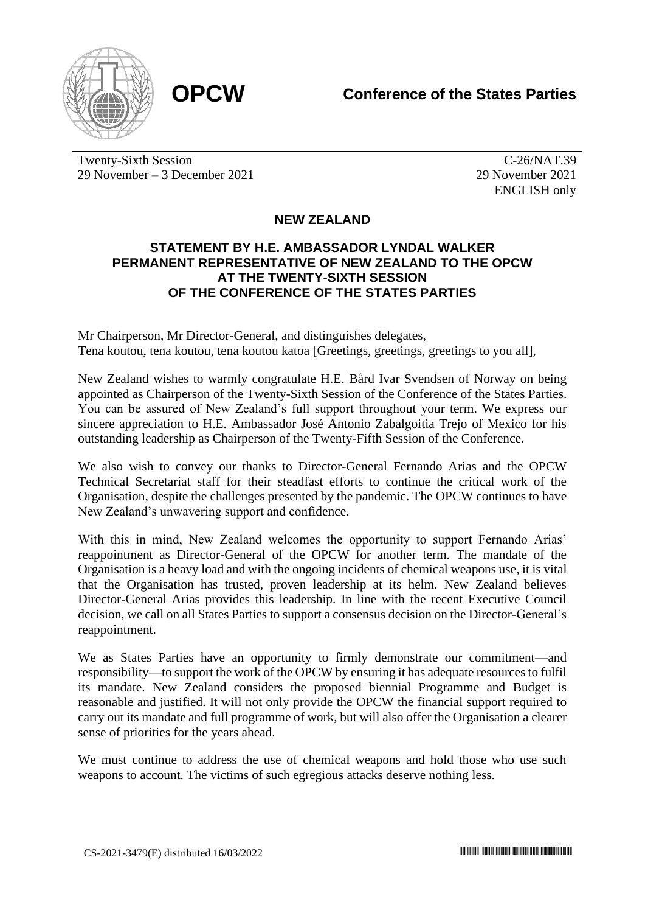**OPCW** — **Conference of the States Parties**

Twenty-Sixth Session
29 November – 3 December 2021

C-26/NAT.39
29 November 2021
ENGLISH only

## NEW ZEALAND

### STATEMENT BY H.E. AMBASSADOR LYNDAL WALKER PERMANENT REPRESENTATIVE OF NEW ZEALAND TO THE OPCW AT THE TWENTY-SIXTH SESSION OF THE CONFERENCE OF THE STATES PARTIES

Mr Chairperson, Mr Director-General, and distinguishes delegates,
Tena koutou, tena koutou, tena koutou katoa [Greetings, greetings, greetings to you all],

New Zealand wishes to warmly congratulate H.E. Bård Ivar Svendsen of Norway on being appointed as Chairperson of the Twenty-Sixth Session of the Conference of the States Parties. You can be assured of New Zealand's full support throughout your term. We express our sincere appreciation to H.E. Ambassador José Antonio Zabalgoitia Trejo of Mexico for his outstanding leadership as Chairperson of the Twenty-Fifth Session of the Conference.

We also wish to convey our thanks to Director-General Fernando Arias and the OPCW Technical Secretariat staff for their steadfast efforts to continue the critical work of the Organisation, despite the challenges presented by the pandemic. The OPCW continues to have New Zealand's unwavering support and confidence.

With this in mind, New Zealand welcomes the opportunity to support Fernando Arias' reappointment as Director-General of the OPCW for another term. The mandate of the Organisation is a heavy load and with the ongoing incidents of chemical weapons use, it is vital that the Organisation has trusted, proven leadership at its helm. New Zealand believes Director-General Arias provides this leadership. In line with the recent Executive Council decision, we call on all States Parties to support a consensus decision on the Director-General's reappointment.

We as States Parties have an opportunity to firmly demonstrate our commitment—and responsibility—to support the work of the OPCW by ensuring it has adequate resources to fulfil its mandate. New Zealand considers the proposed biennial Programme and Budget is reasonable and justified. It will not only provide the OPCW the financial support required to carry out its mandate and full programme of work, but will also offer the Organisation a clearer sense of priorities for the years ahead.

We must continue to address the use of chemical weapons and hold those who use such weapons to account. The victims of such egregious attacks deserve nothing less.

CS-2021-3479(E) distributed 16/03/2022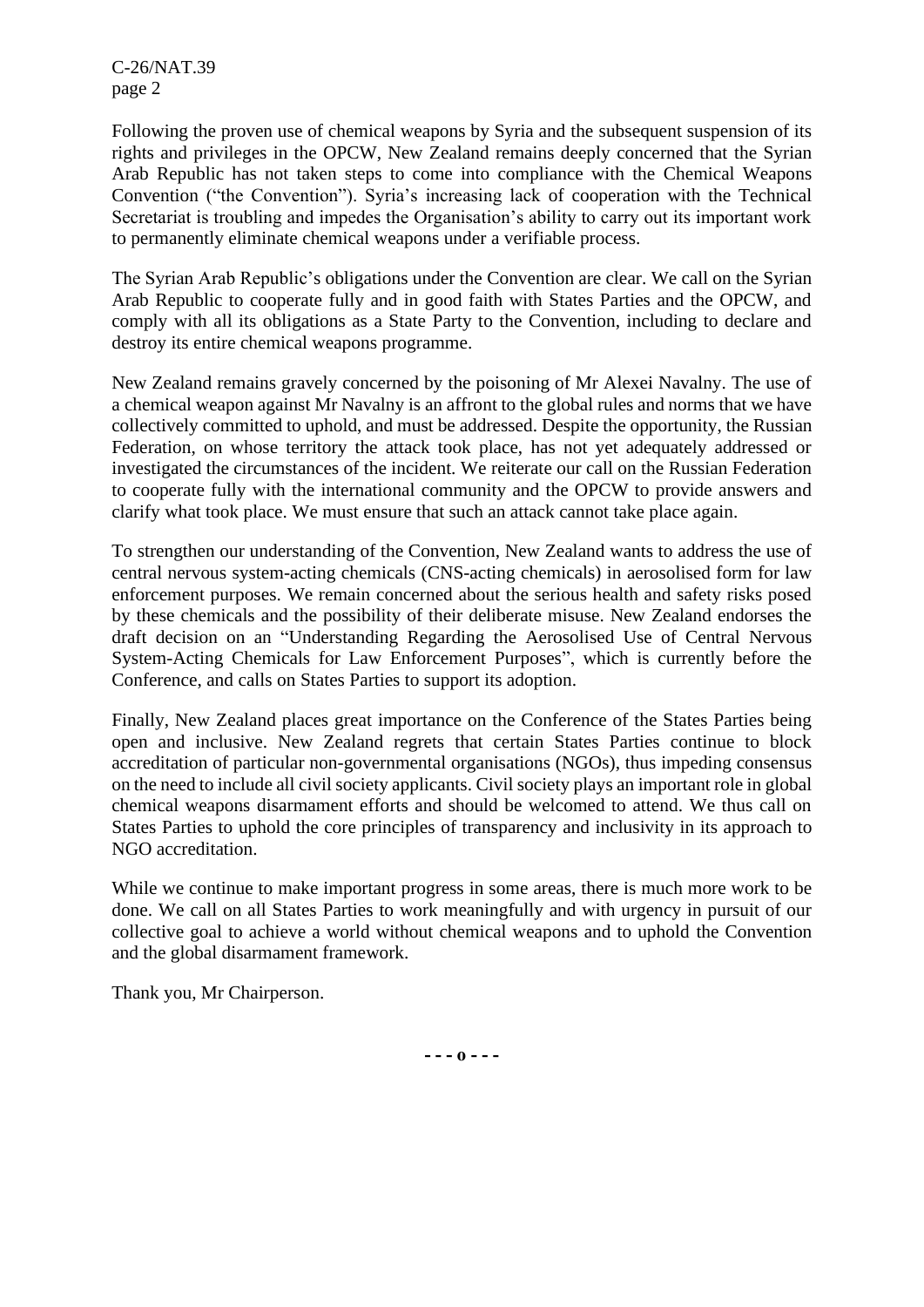Following the proven use of chemical weapons by Syria and the subsequent suspension of its rights and privileges in the OPCW, New Zealand remains deeply concerned that the Syrian Arab Republic has not taken steps to come into compliance with the Chemical Weapons Convention ("the Convention"). Syria's increasing lack of cooperation with the Technical Secretariat is troubling and impedes the Organisation's ability to carry out its important work to permanently eliminate chemical weapons under a verifiable process.

The Syrian Arab Republic's obligations under the Convention are clear. We call on the Syrian Arab Republic to cooperate fully and in good faith with States Parties and the OPCW, and comply with all its obligations as a State Party to the Convention, including to declare and destroy its entire chemical weapons programme.

New Zealand remains gravely concerned by the poisoning of Mr Alexei Navalny. The use of a chemical weapon against Mr Navalny is an affront to the global rules and norms that we have collectively committed to uphold, and must be addressed. Despite the opportunity, the Russian Federation, on whose territory the attack took place, has not yet adequately addressed or investigated the circumstances of the incident. We reiterate our call on the Russian Federation to cooperate fully with the international community and the OPCW to provide answers and clarify what took place. We must ensure that such an attack cannot take place again.

To strengthen our understanding of the Convention, New Zealand wants to address the use of central nervous system-acting chemicals (CNS-acting chemicals) in aerosolised form for law enforcement purposes. We remain concerned about the serious health and safety risks posed by these chemicals and the possibility of their deliberate misuse. New Zealand endorses the draft decision on an "Understanding Regarding the Aerosolised Use of Central Nervous System-Acting Chemicals for Law Enforcement Purposes", which is currently before the Conference, and calls on States Parties to support its adoption.

Finally, New Zealand places great importance on the Conference of the States Parties being open and inclusive. New Zealand regrets that certain States Parties continue to block accreditation of particular non-governmental organisations (NGOs), thus impeding consensus on the need to include all civil society applicants. Civil society plays an important role in global chemical weapons disarmament efforts and should be welcomed to attend. We thus call on States Parties to uphold the core principles of transparency and inclusivity in its approach to NGO accreditation.

While we continue to make important progress in some areas, there is much more work to be done. We call on all States Parties to work meaningfully and with urgency in pursuit of our collective goal to achieve a world without chemical weapons and to uphold the Convention and the global disarmament framework.

Thank you, Mr Chairperson.

**- - - o - - -**